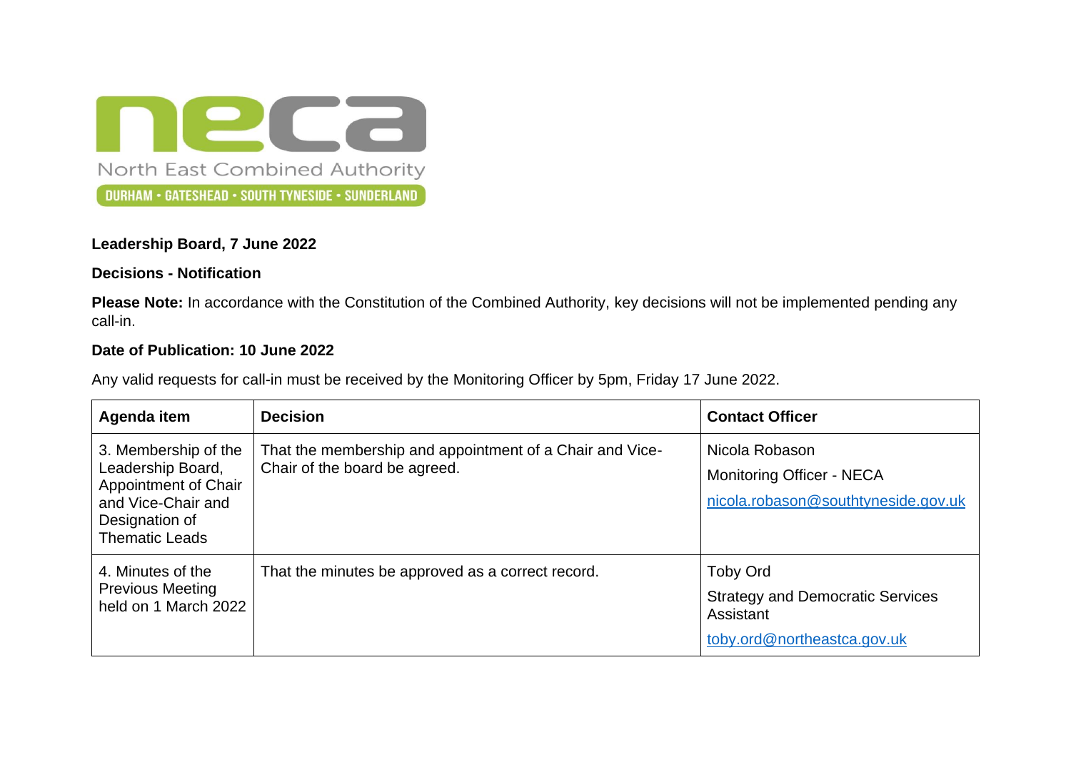neca

North East Combined Authority

DURHAM • GATESHEAD • SOUTH TYNESIDE • SUNDERLAND

**Leadership Board, 7 June 2022**

**Decisions - Notification**

**Please Note:** In accordance with the Constitution of the Combined Authority, key decisions will not be implemented pending any call-in.

**Date of Publication: 10 June 2022**

Any valid requests for call-in must be received by the Monitoring Officer by 5pm, Friday 17 June 2022.

| **Agenda item** | **Decision** | **Contact Officer** |
|---|---|---|
| 3. Membership of the Leadership Board, Appointment of Chair and Vice-Chair and Designation of Thematic Leads | That the membership and appointment of a Chair and Vice-Chair of the board be agreed. | Nicola Robason<br>Monitoring Officer - NECA<br>nicola.robason@southtyneside.gov.uk |
| 4. Minutes of the Previous Meeting held on 1 March 2022 | That the minutes be approved as a correct record. | Toby Ord<br>Strategy and Democratic Services Assistant<br>toby.ord@northeastca.gov.uk |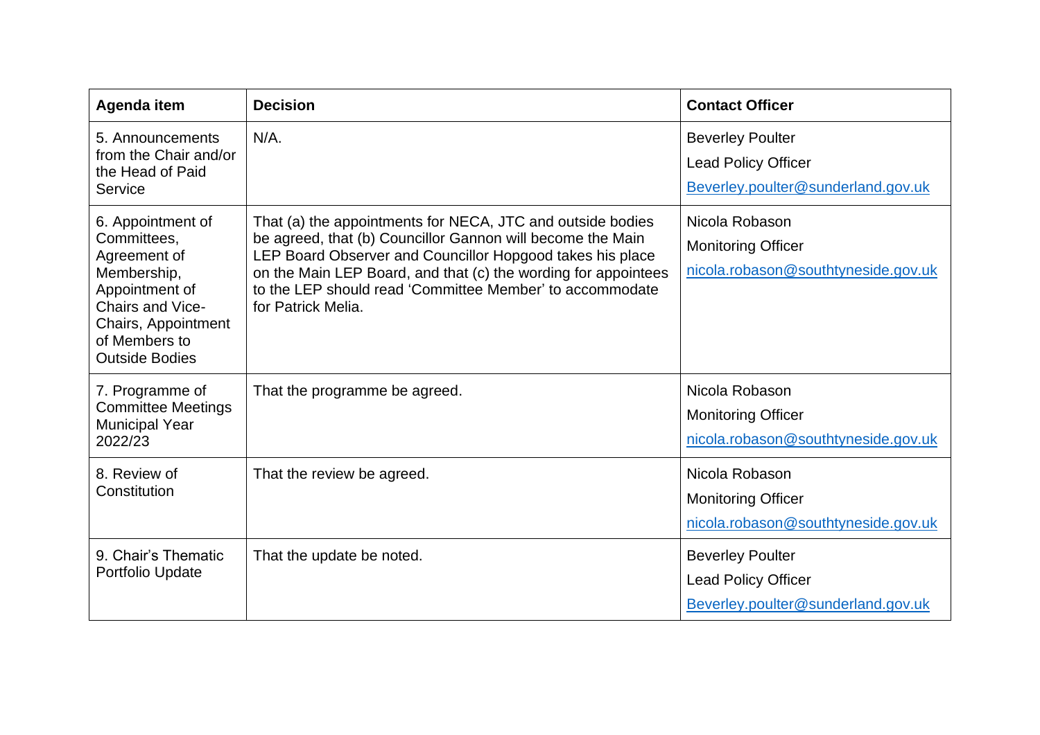| Agenda item | Decision | Contact Officer |
| --- | --- | --- |
| 5. Announcements from the Chair and/or the Head of Paid Service | N/A. | Beverley Poulter<br>Lead Policy Officer<br>Beverley.poulter@sunderland.gov.uk |
| 6. Appointment of Committees, Agreement of Membership, Appointment of Chairs and Vice-Chairs, Appointment of Members to Outside Bodies | That (a) the appointments for NECA, JTC and outside bodies be agreed, that (b) Councillor Gannon will become the Main LEP Board Observer and Councillor Hopgood takes his place on the Main LEP Board, and that (c) the wording for appointees to the LEP should read 'Committee Member' to accommodate for Patrick Melia. | Nicola Robason<br>Monitoring Officer<br>nicola.robason@southtyneside.gov.uk |
| 7. Programme of Committee Meetings Municipal Year 2022/23 | That the programme be agreed. | Nicola Robason<br>Monitoring Officer<br>nicola.robason@southtyneside.gov.uk |
| 8. Review of Constitution | That the review be agreed. | Nicola Robason<br>Monitoring Officer<br>nicola.robason@southtyneside.gov.uk |
| 9. Chair's Thematic Portfolio Update | That the update be noted. | Beverley Poulter<br>Lead Policy Officer<br>Beverley.poulter@sunderland.gov.uk |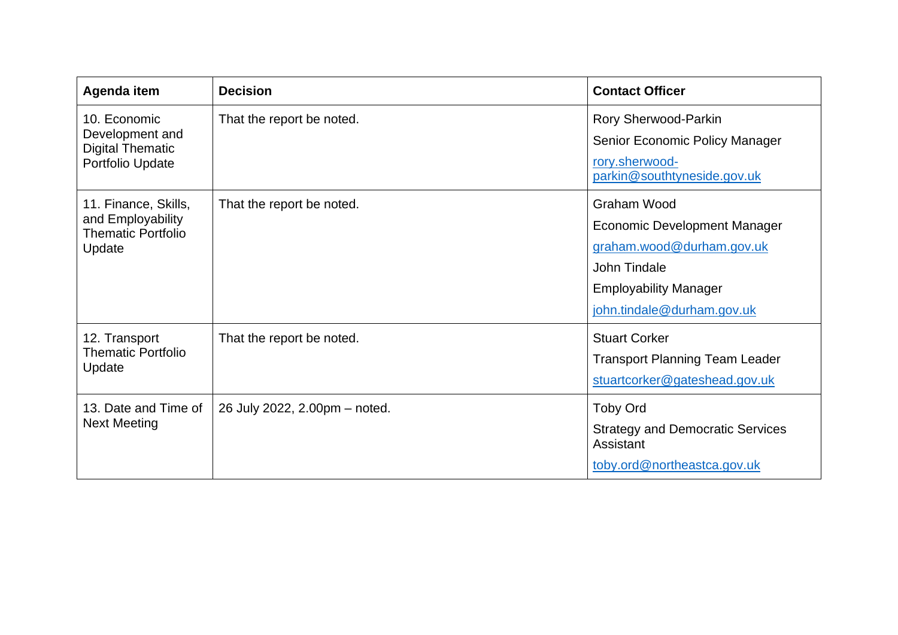| Agenda item | Decision | Contact Officer |
| --- | --- | --- |
| 10. Economic Development and Digital Thematic Portfolio Update | That the report be noted. | Rory Sherwood-Parkin<br>Senior Economic Policy Manager<br>rory.sherwood-parkin@southtyneside.gov.uk |
| 11. Finance, Skills, and Employability Thematic Portfolio Update | That the report be noted. | Graham Wood<br>Economic Development Manager<br>graham.wood@durham.gov.uk<br>John Tindale<br>Employability Manager<br>john.tindale@durham.gov.uk |
| 12. Transport Thematic Portfolio Update | That the report be noted. | Stuart Corker<br>Transport Planning Team Leader<br>stuartcorker@gateshead.gov.uk |
| 13. Date and Time of Next Meeting | 26 July 2022, 2.00pm – noted. | Toby Ord<br>Strategy and Democratic Services Assistant<br>toby.ord@northeastca.gov.uk |